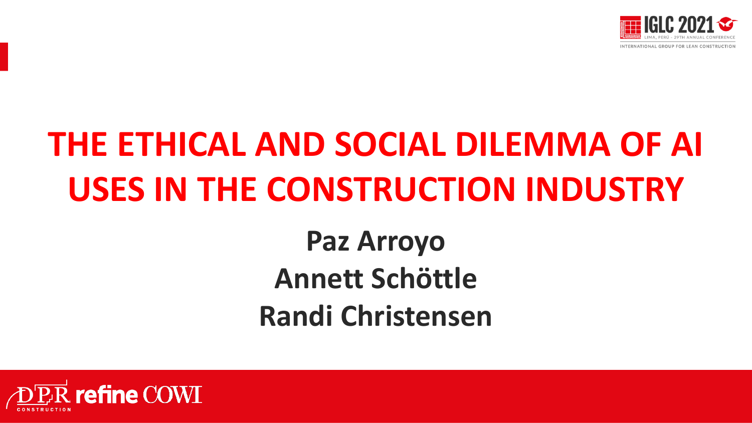# THE ETHICAL AND SOCIAL DILEMMA OF AI USES IN THE CONSTRUCTION INDUSTRY

**Paz Arroyo**

**Annett Schöttle**

**Randi Christensen**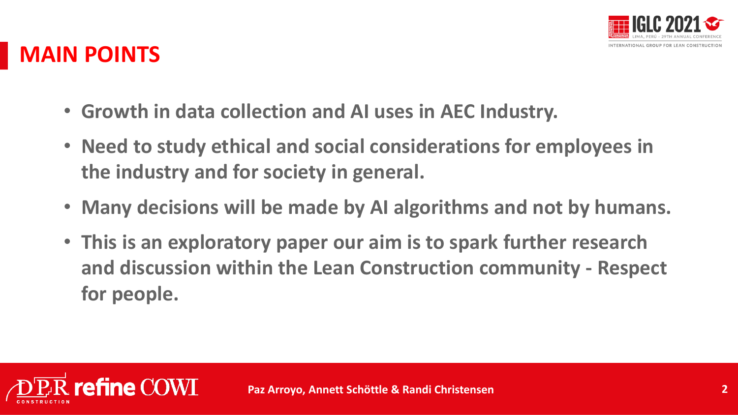## MAIN POINTS

- **Growth in data collection and AI uses in AEC Industry.**
- **Need to study ethical and social considerations for employees in the industry and for society in general.**
- **Many decisions will be made by AI algorithms and not by humans.**
- **This is an exploratory paper our aim is to spark further research and discussion within the Lean Construction community - Respect for people.**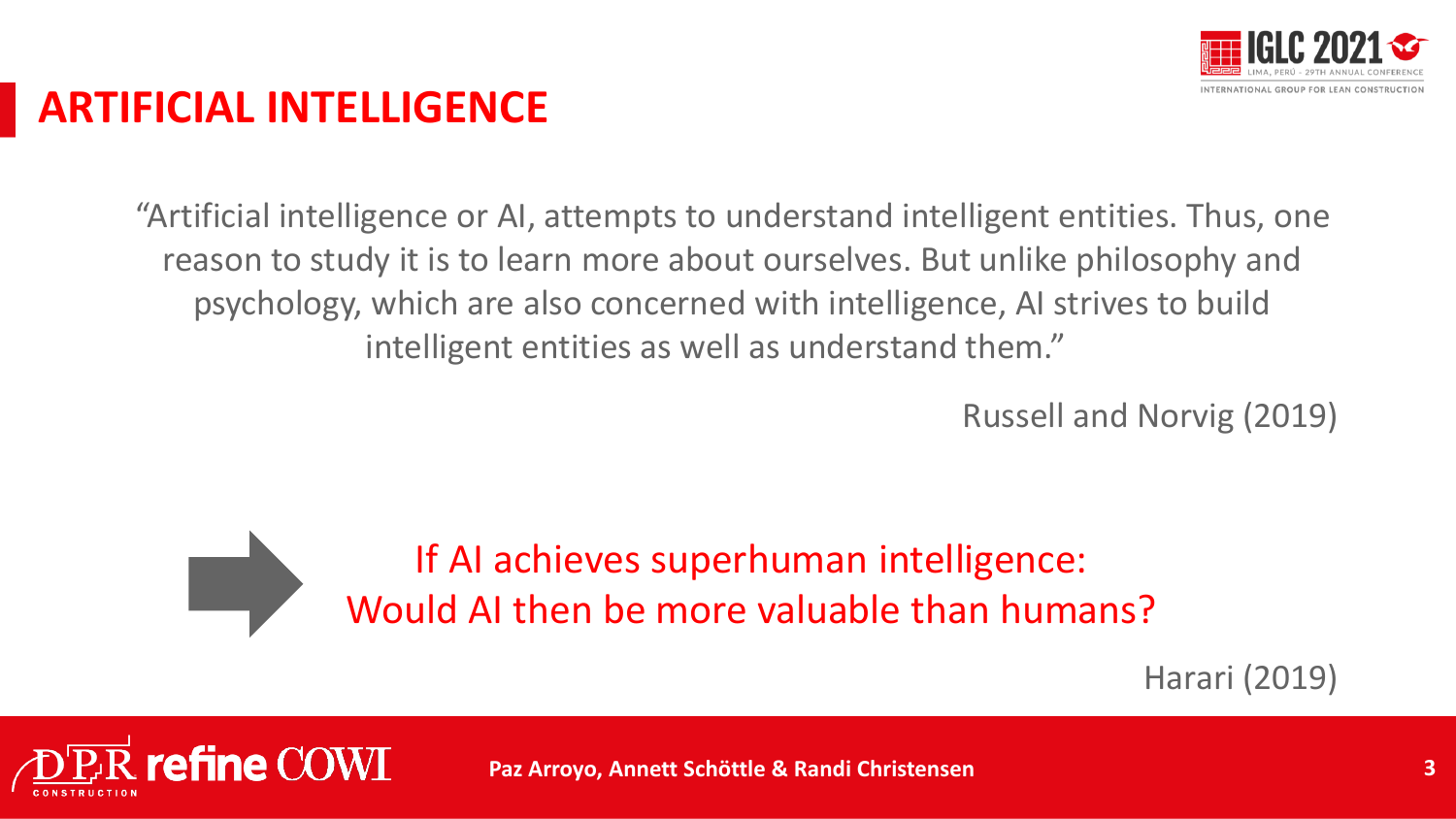# ARTIFICIAL INTELLIGENCE

"Artificial intelligence or AI, attempts to understand intelligent entities. Thus, one reason to study it is to learn more about ourselves. But unlike philosophy and psychology, which are also concerned with intelligence, AI strives to build intelligent entities as well as understand them."

Russell and Norvig (2019)

If AI achieves superhuman intelligence:
Would AI then be more valuable than humans?

Harari (2019)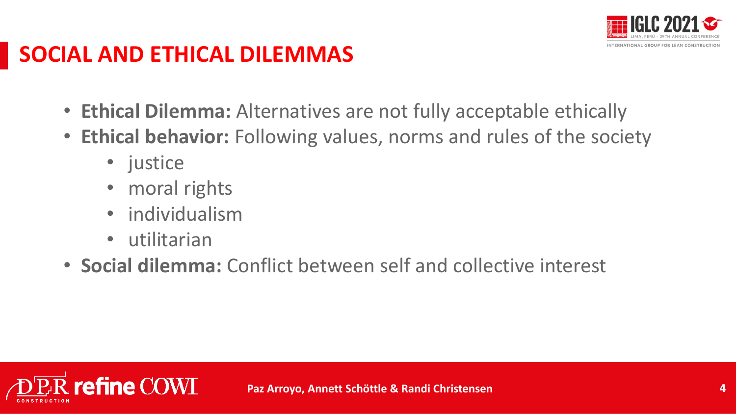# SOCIAL AND ETHICAL DILEMMAS

- **Ethical Dilemma:** Alternatives are not fully acceptable ethically
- **Ethical behavior:** Following values, norms and rules of the society
  - justice
  - moral rights
  - individualism
  - utilitarian
- **Social dilemma:** Conflict between self and collective interest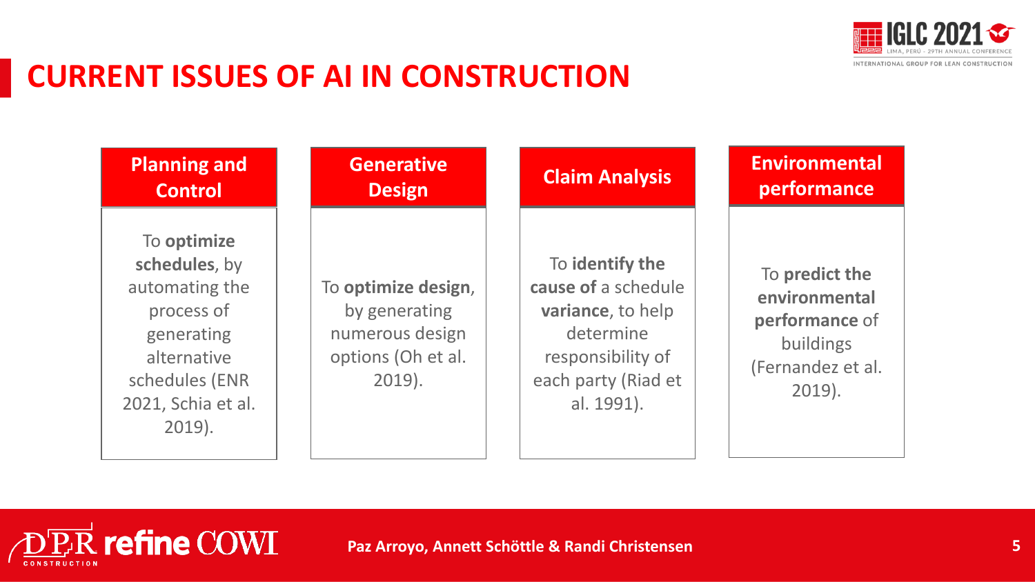# CURRENT ISSUES OF AI IN CONSTRUCTION

| Planning and Control | Generative Design | Claim Analysis | Environmental performance |
|---|---|---|---|
| To **optimize schedules**, by automating the process of generating alternative schedules (ENR 2021, Schia et al. 2019). | To **optimize design**, by generating numerous design options (Oh et al. 2019). | To **identify the cause of** a schedule **variance**, to help determine responsibility of each party (Riad et al. 1991). | To **predict the environmental performance** of buildings (Fernandez et al. 2019). |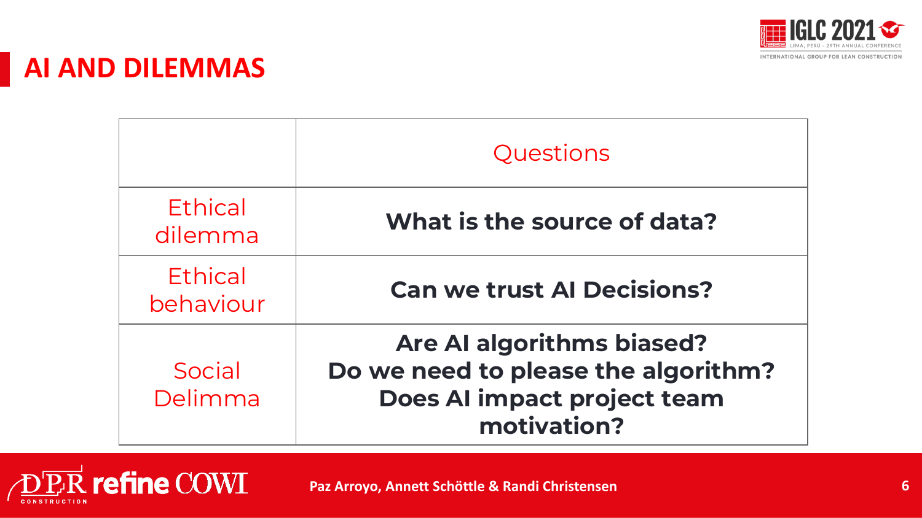# AI AND DILEMMAS

| | Questions |
|---|---|
| Ethical dilemma | **What is the source of data?** |
| Ethical behaviour | **Can we trust AI Decisions?** |
| Social Delimma | **Are AI algorithms biased?** **Do we need to please the algorithm?** **Does AI impact project team motivation?** |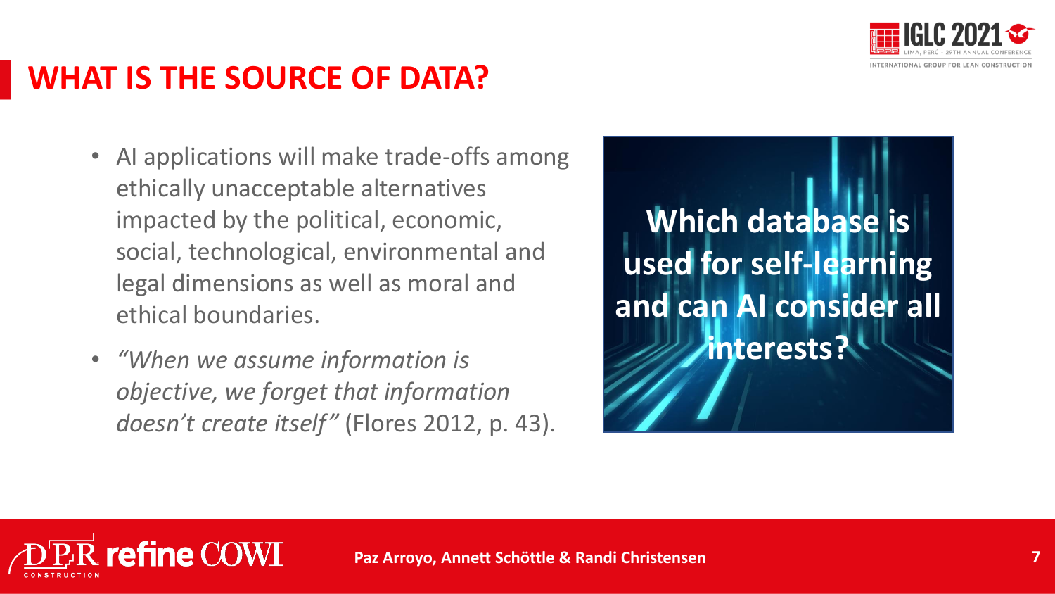# WHAT IS THE SOURCE OF DATA?

- AI applications will make trade-offs among ethically unacceptable alternatives impacted by the political, economic, social, technological, environmental and legal dimensions as well as moral and ethical boundaries.
- *"When we assume information is objective, we forget that information doesn't create itself"* (Flores 2012, p. 43).

**Which database is used for self-learning and can AI consider all interests?**

Paz Arroyo, Annett Schöttle & Randi Christensen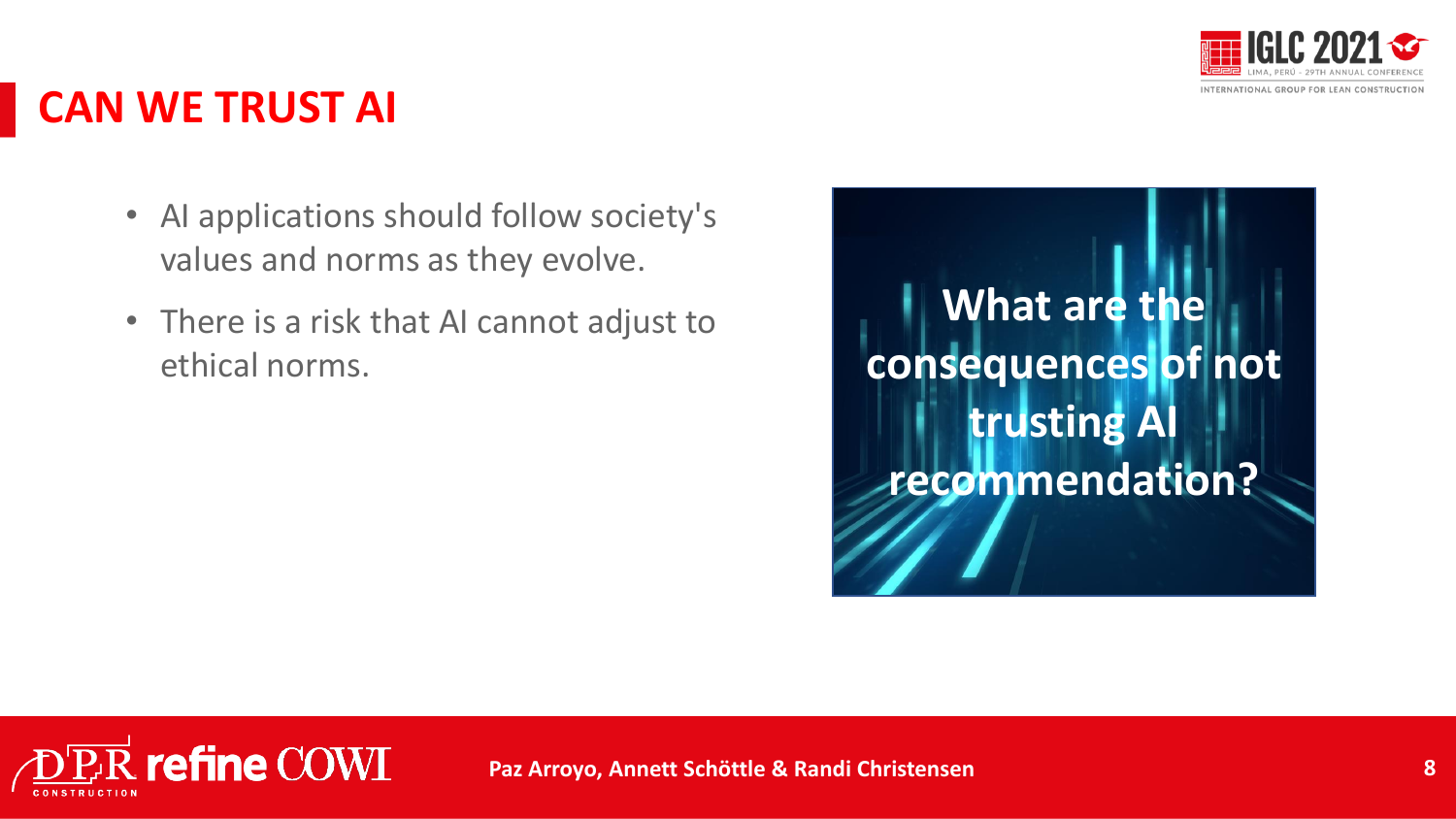# CAN WE TRUST AI

- AI applications should follow society's values and norms as they evolve.
- There is a risk that AI cannot adjust to ethical norms.

**What are the consequences of not trusting AI recommendation?**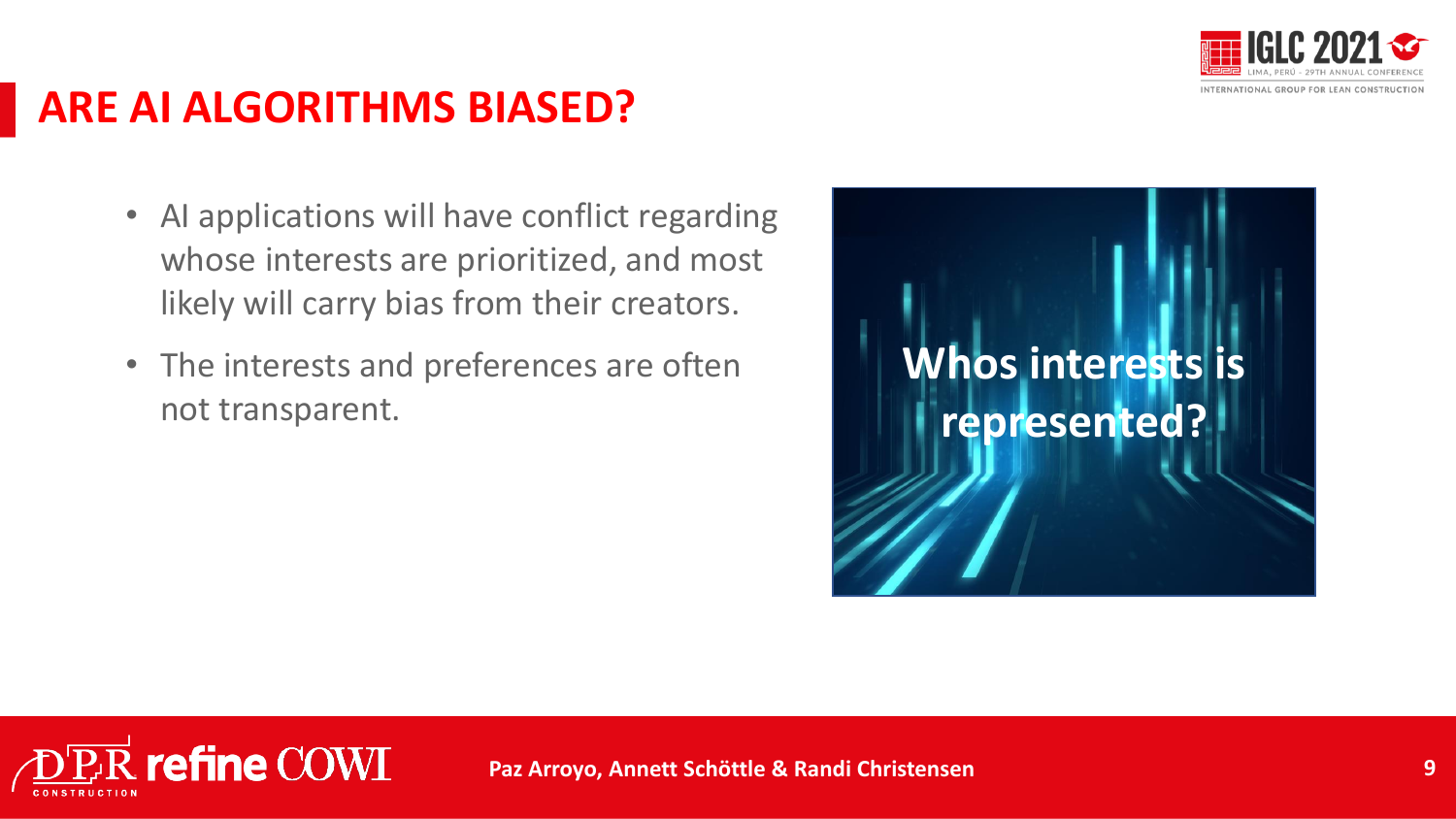# ARE AI ALGORITHMS BIASED?

- AI applications will have conflict regarding whose interests are prioritized, and most likely will carry bias from their creators.
- The interests and preferences are often not transparent.

Whos interests is represented?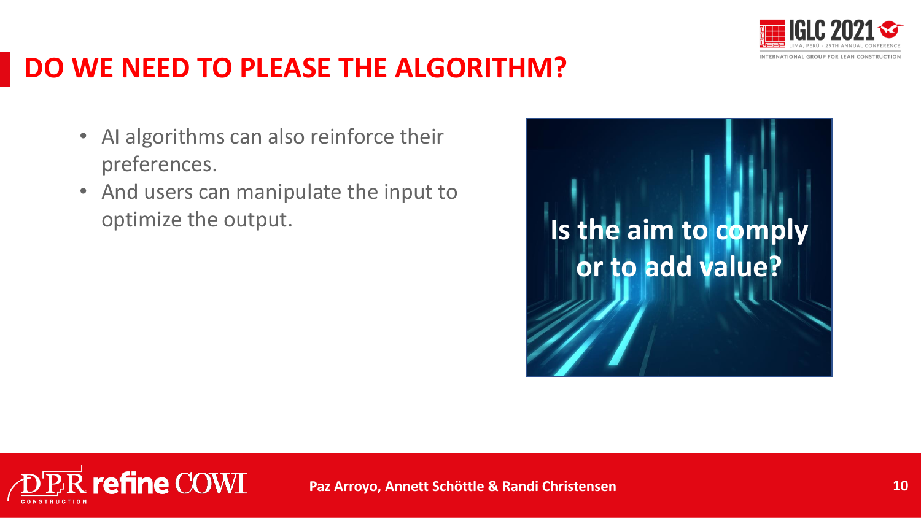# DO WE NEED TO PLEASE THE ALGORITHM?

- AI algorithms can also reinforce their preferences.
- And users can manipulate the input to optimize the output.

**Is the aim to comply or to add value?**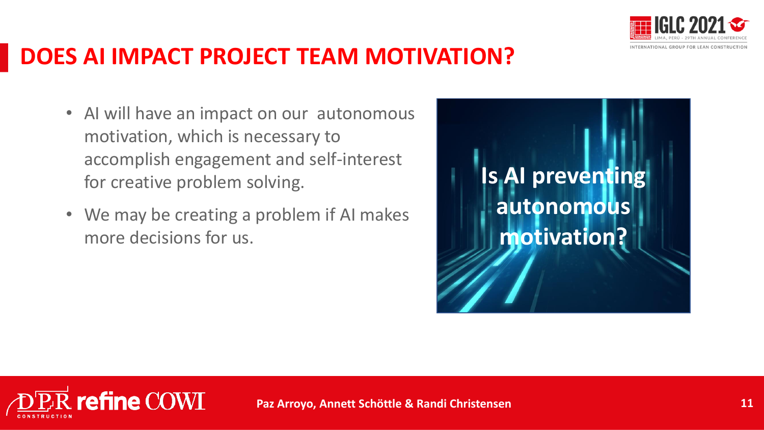# DOES AI IMPACT PROJECT TEAM MOTIVATION?

- AI will have an impact on our autonomous motivation, which is necessary to accomplish engagement and self-interest for creative problem solving.
- We may be creating a problem if AI makes more decisions for us.

**Is AI preventing autonomous motivation?**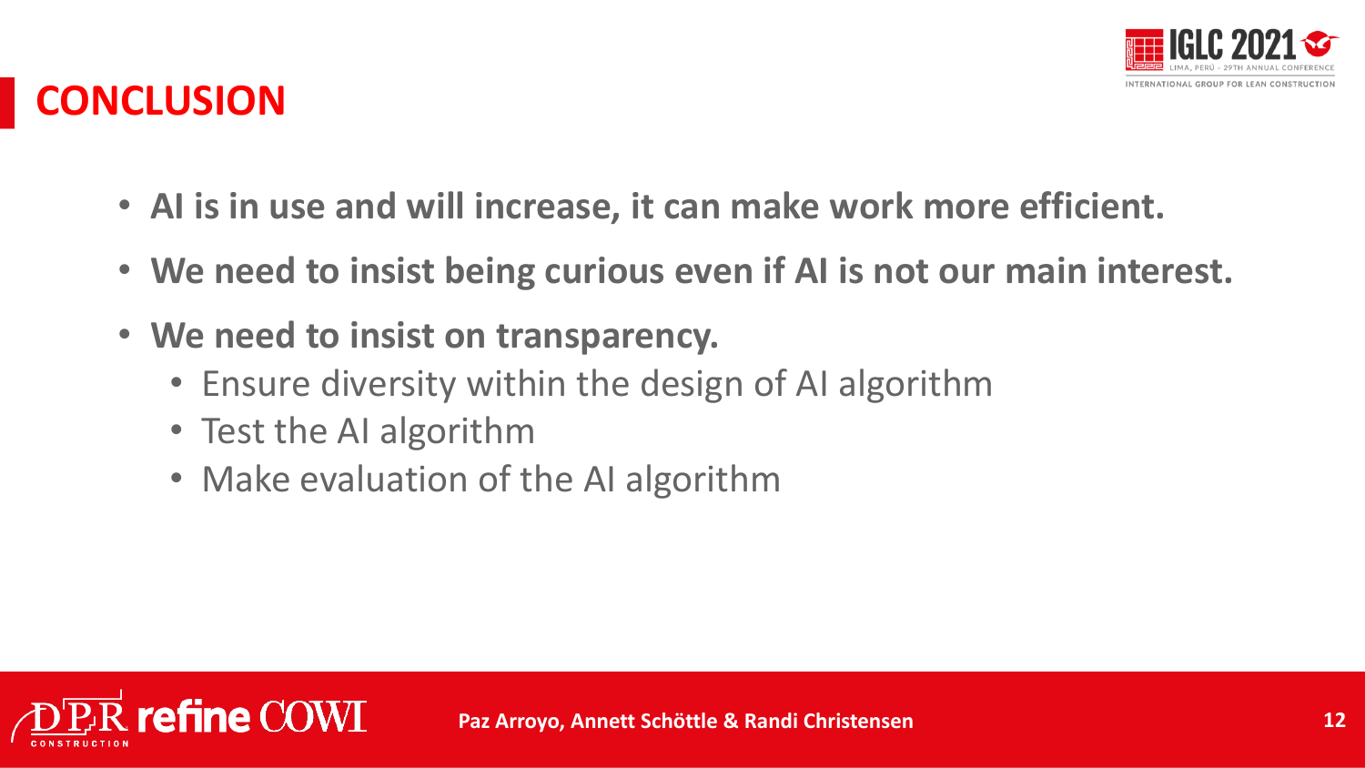# CONCLUSION

- **AI is in use and will increase, it can make work more efficient.**
- **We need to insist being curious even if AI is not our main interest.**
- **We need to insist on transparency.**
  - Ensure diversity within the design of AI algorithm
  - Test the AI algorithm
  - Make evaluation of the AI algorithm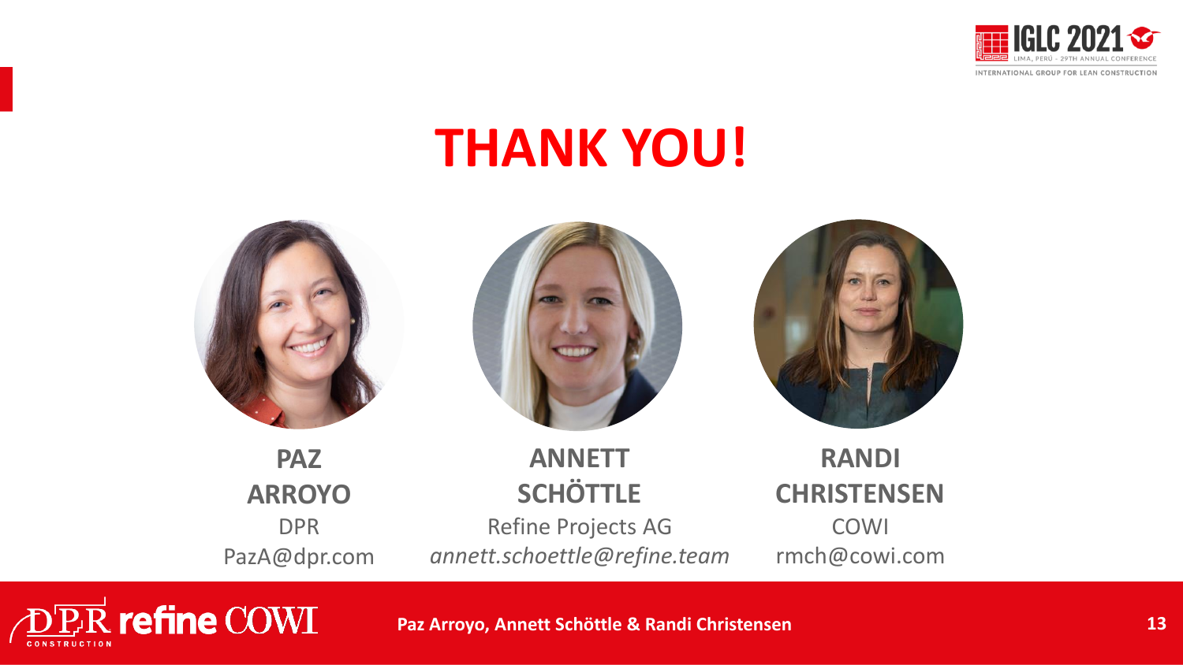# THANK YOU!

**PAZ ARROYO**
DPR
PazA@dpr.com

**ANNETT SCHÖTTLE**
Refine Projects AG
*annett.schoettle@refine.team*

**RANDI CHRISTENSEN**
COWI
rmch@cowi.com